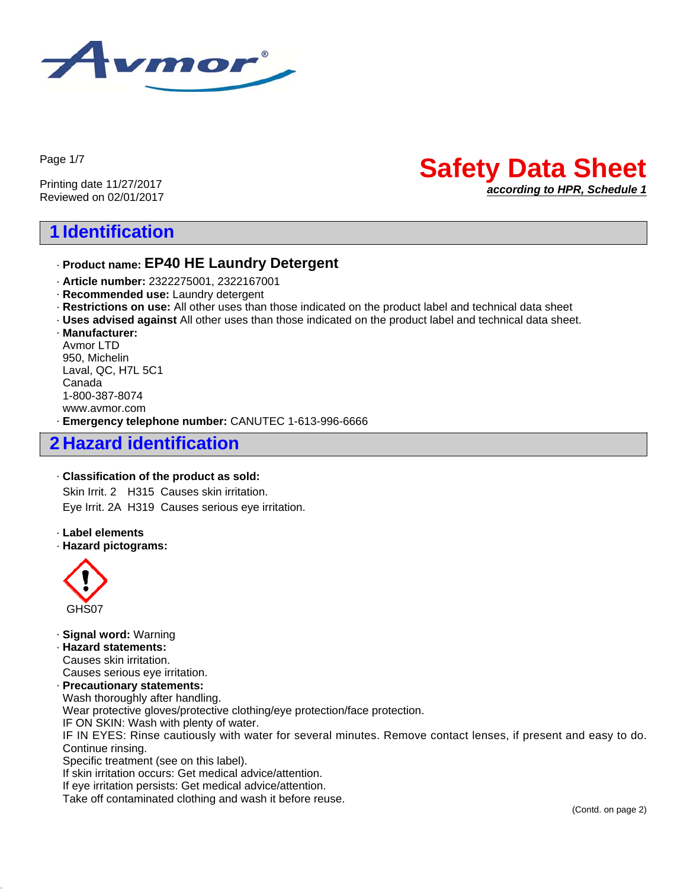Printing date 11/27/2017
Reviewed on 02/01/2017

# Safety Data Sheet

***according to HPR, Schedule 1***

## 1 Identification

· **Product name: EP40 HE Laundry Detergent**

· **Article number:** 2322275001, 2322167001
· **Recommended use:** Laundry detergent
· **Restrictions on use:** All other uses than those indicated on the product label and technical data sheet
· **Uses advised against** All other uses than those indicated on the product label and technical data sheet.
· **Manufacturer:**
Avmor LTD
950, Michelin
Laval, QC, H7L 5C1
Canada
1-800-387-8074
www.avmor.com
· **Emergency telephone number:** CANUTEC 1-613-996-6666

## 2 Hazard identification

· **Classification of the product as sold:**

Skin Irrit. 2 H315 Causes skin irritation.

Eye Irrit. 2A H319 Causes serious eye irritation.

· **Label elements**
· **Hazard pictograms:**

GHS07

· **Signal word:** Warning
· **Hazard statements:**
Causes skin irritation.
Causes serious eye irritation.
· **Precautionary statements:**
Wash thoroughly after handling.
Wear protective gloves/protective clothing/eye protection/face protection.
IF ON SKIN: Wash with plenty of water.
IF IN EYES: Rinse cautiously with water for several minutes. Remove contact lenses, if present and easy to do. Continue rinsing.
Specific treatment (see on this label).
If skin irritation occurs: Get medical advice/attention.
If eye irritation persists: Get medical advice/attention.
Take off contaminated clothing and wash it before reuse.

(Contd. on page 2)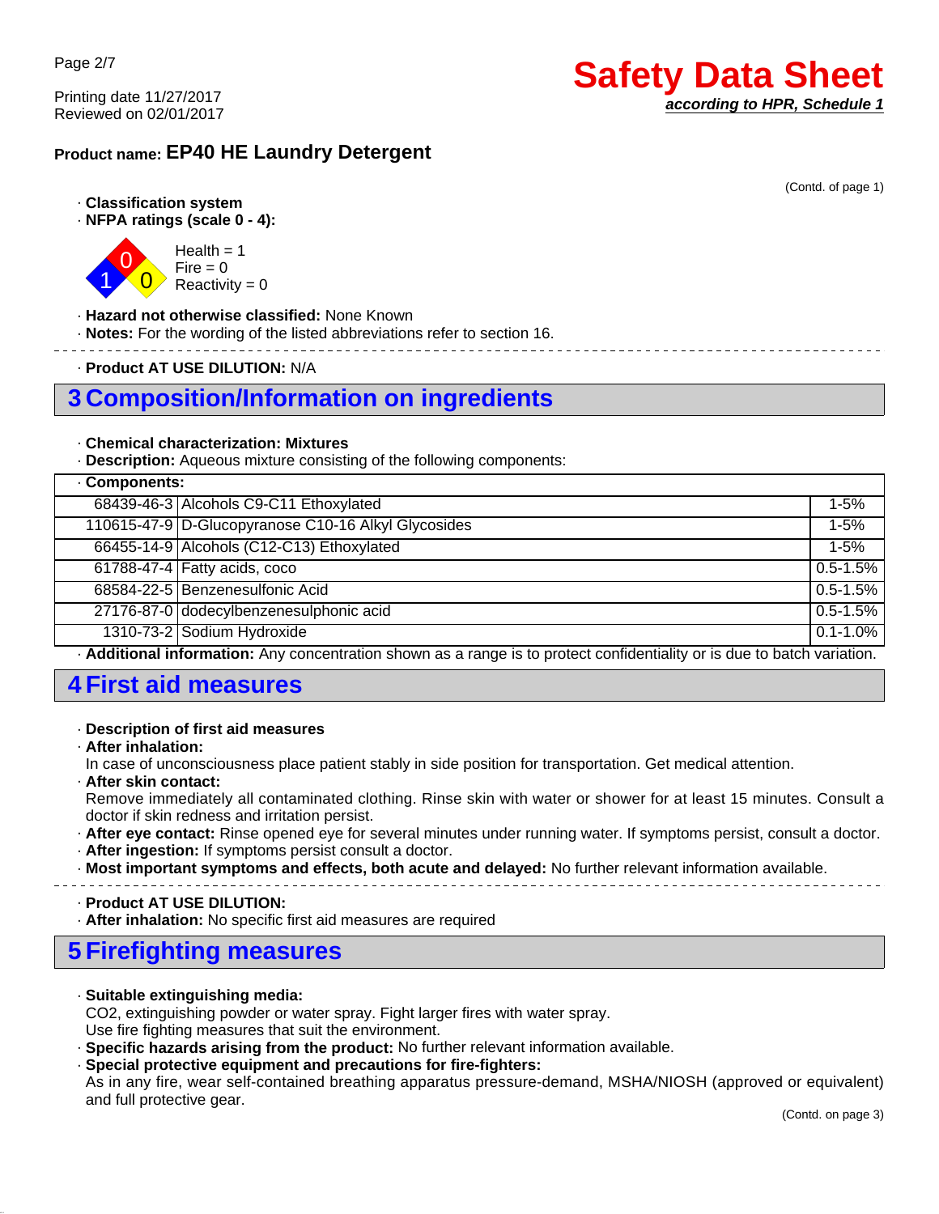# Safety Data Sheet

*according to HPR, Schedule 1*

Printing date 11/27/2017
Reviewed on 02/01/2017

**Product name: EP40 HE Laundry Detergent**

(Contd. of page 1)

· **Classification system**
· **NFPA ratings (scale 0 - 4):**

Health = 1
Fire = 0
Reactivity = 0

· **Hazard not otherwise classified:** None Known
· **Notes:** For the wording of the listed abbreviations refer to section 16.

· **Product AT USE DILUTION:** N/A

## 3 Composition/Information on ingredients

· **Chemical characterization: Mixtures**
· **Description:** Aqueous mixture consisting of the following components:

| · Components: | | |
|---|---|---|
| 68439-46-3 | Alcohols C9-C11 Ethoxylated | 1-5% |
| 110615-47-9 | D-Glucopyranose C10-16 Alkyl Glycosides | 1-5% |
| 66455-14-9 | Alcohols (C12-C13) Ethoxylated | 1-5% |
| 61788-47-4 | Fatty acids, coco | 0.5-1.5% |
| 68584-22-5 | Benzenesulfonic Acid | 0.5-1.5% |
| 27176-87-0 | dodecylbenzenesulphonic acid | 0.5-1.5% |
| 1310-73-2 | Sodium Hydroxide | 0.1-1.0% |

· **Additional information:** Any concentration shown as a range is to protect confidentiality or is due to batch variation.

## 4 First aid measures

· **Description of first aid measures**
· **After inhalation:**
In case of unconsciousness place patient stably in side position for transportation. Get medical attention.
· **After skin contact:**
Remove immediately all contaminated clothing. Rinse skin with water or shower for at least 15 minutes. Consult a doctor if skin redness and irritation persist.
· **After eye contact:** Rinse opened eye for several minutes under running water. If symptoms persist, consult a doctor.
· **After ingestion:** If symptoms persist consult a doctor.
· **Most important symptoms and effects, both acute and delayed:** No further relevant information available.

· **Product AT USE DILUTION:**
· **After inhalation:** No specific first aid measures are required

## 5 Firefighting measures

· **Suitable extinguishing media:**
$CO_2$, extinguishing powder or water spray. Fight larger fires with water spray.
Use fire fighting measures that suit the environment.
· **Specific hazards arising from the product:** No further relevant information available.
· **Special protective equipment and precautions for fire-fighters:**
As in any fire, wear self-contained breathing apparatus pressure-demand, MSHA/NIOSH (approved or equivalent) and full protective gear.

(Contd. on page 3)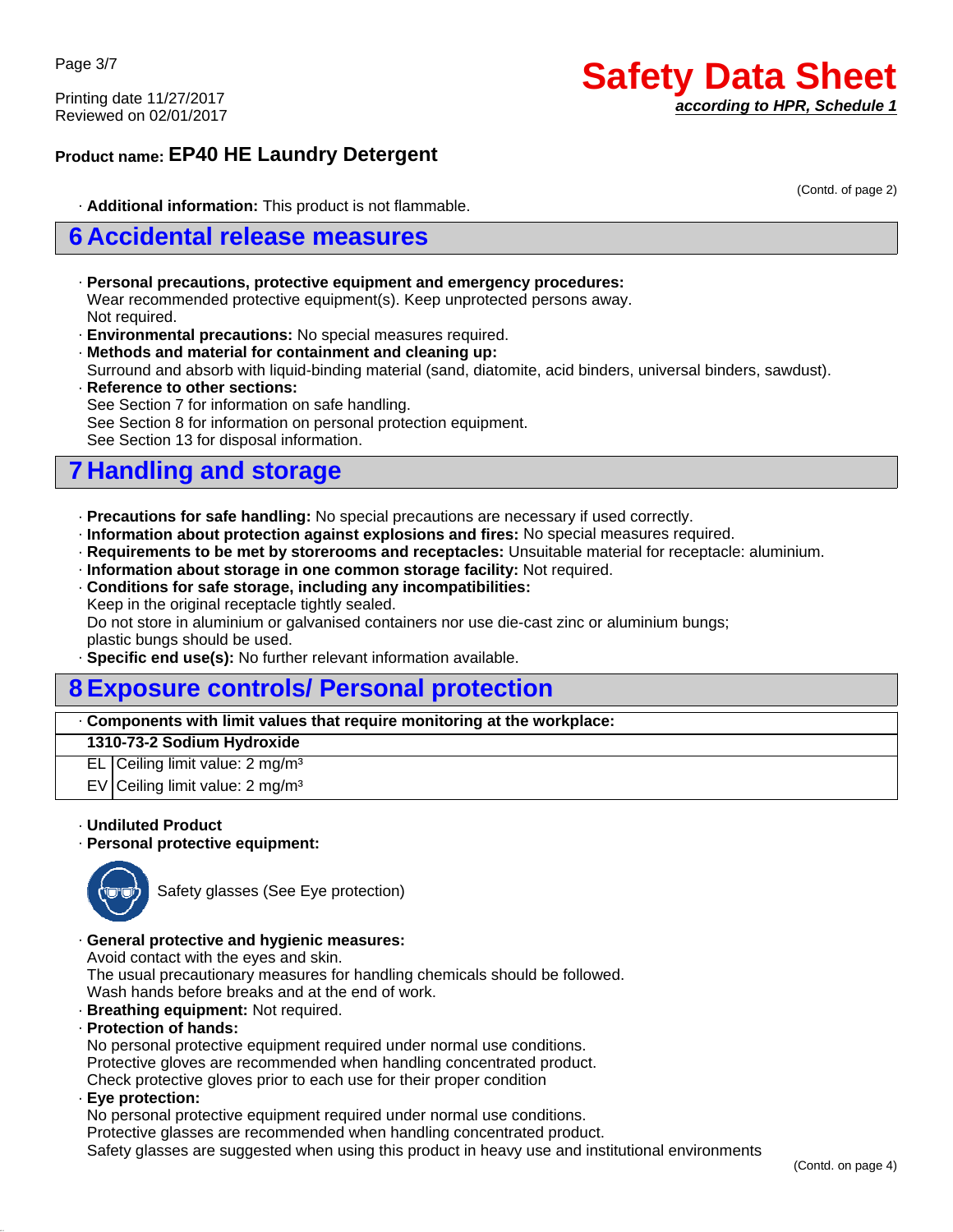**Product name: EP40 HE Laundry Detergent**

(Contd. of page 2)

· **Additional information:** This product is not flammable.

## 6 Accidental release measures

· **Personal precautions, protective equipment and emergency procedures:**
Wear recommended protective equipment(s). Keep unprotected persons away.
Not required.
· **Environmental precautions:** No special measures required.
· **Methods and material for containment and cleaning up:**
Surround and absorb with liquid-binding material (sand, diatomite, acid binders, universal binders, sawdust).
· **Reference to other sections:**
See Section 7 for information on safe handling.
See Section 8 for information on personal protection equipment.
See Section 13 for disposal information.

## 7 Handling and storage

· **Precautions for safe handling:** No special precautions are necessary if used correctly.
· **Information about protection against explosions and fires:** No special measures required.
· **Requirements to be met by storerooms and receptacles:** Unsuitable material for receptacle: aluminium.
· **Information about storage in one common storage facility:** Not required.
· **Conditions for safe storage, including any incompatibilities:**
Keep in the original receptacle tightly sealed.
Do not store in aluminium or galvanised containers nor use die-cast zinc or aluminium bungs;
plastic bungs should be used.
· **Specific end use(s):** No further relevant information available.

## 8 Exposure controls/ Personal protection

· **Components with limit values that require monitoring at the workplace:**

| **1310-73-2 Sodium Hydroxide** | |
|---|---|
| EL | Ceiling limit value: 2 mg/m³ |
| EV | Ceiling limit value: 2 mg/m³ |

· **Undiluted Product**
· **Personal protective equipment:**

Safety glasses (See Eye protection)

· **General protective and hygienic measures:**
Avoid contact with the eyes and skin.
The usual precautionary measures for handling chemicals should be followed.
Wash hands before breaks and at the end of work.
· **Breathing equipment:** Not required.
· **Protection of hands:**
No personal protective equipment required under normal use conditions.
Protective gloves are recommended when handling concentrated product.
Check protective gloves prior to each use for their proper condition
· **Eye protection:**
No personal protective equipment required under normal use conditions.
Protective glasses are recommended when handling concentrated product.
Safety glasses are suggested when using this product in heavy use and institutional environments

(Contd. on page 4)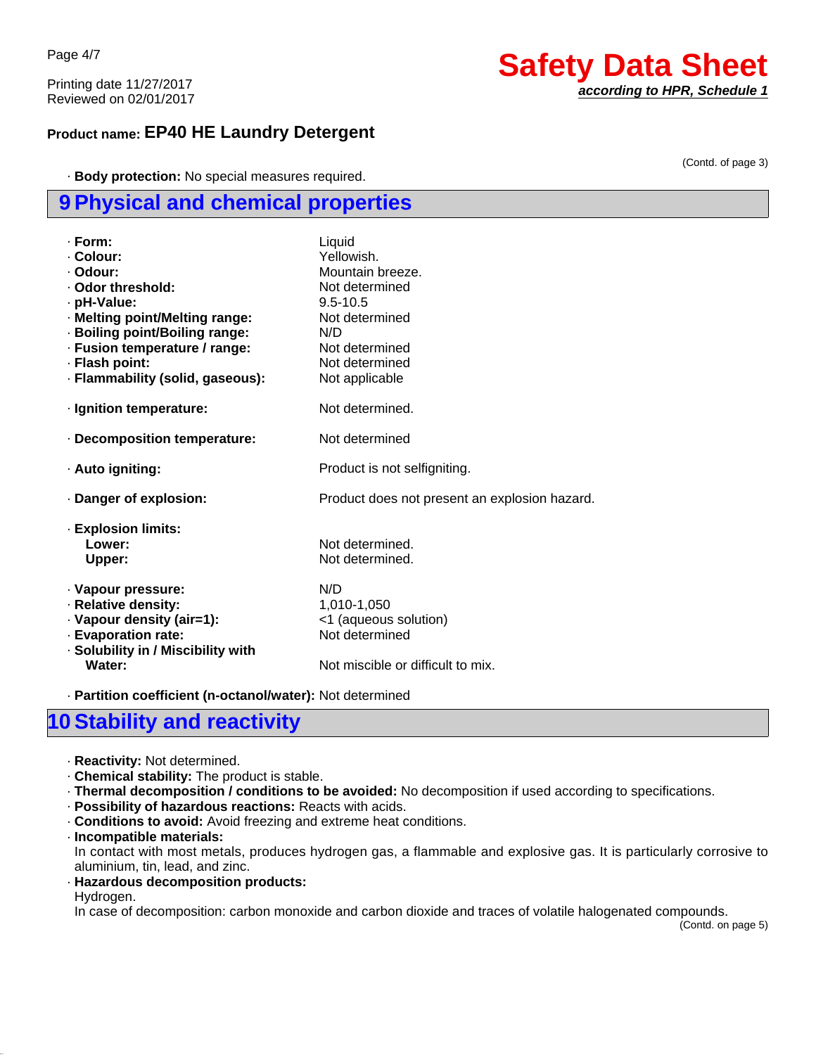(Contd. of page 3)

· **Body protection:** No special measures required.

## 9 Physical and chemical properties

| | |
|---|---|
| · **Form:** | Liquid |
| · **Colour:** | Yellowish. |
| · **Odour:** | Mountain breeze. |
| · **Odor threshold:** | Not determined |
| · **pH-Value:** | 9.5-10.5 |
| · **Melting point/Melting range:** | Not determined |
| · **Boiling point/Boiling range:** | N/D |
| · **Fusion temperature / range:** | Not determined |
| · **Flash point:** | Not determined |
| · **Flammability (solid, gaseous):** | Not applicable |
| · **Ignition temperature:** | Not determined. |
| · **Decomposition temperature:** | Not determined |
| · **Auto igniting:** | Product is not selfigniting. |
| · **Danger of explosion:** | Product does not present an explosion hazard. |
| · **Explosion limits:** | |
| **Lower:** | Not determined. |
| **Upper:** | Not determined. |
| · **Vapour pressure:** | N/D |
| · **Relative density:** | 1,010-1,050 |
| · **Vapour density (air=1):** | <1 (aqueous solution) |
| · **Evaporation rate:** | Not determined |
| · **Solubility in / Miscibility with Water:** | Not miscible or difficult to mix. |
| · **Partition coefficient (n-octanol/water):** | Not determined |

## 10 Stability and reactivity

· **Reactivity:** Not determined.
· **Chemical stability:** The product is stable.
· **Thermal decomposition / conditions to be avoided:** No decomposition if used according to specifications.
· **Possibility of hazardous reactions:** Reacts with acids.
· **Conditions to avoid:** Avoid freezing and extreme heat conditions.
· **Incompatible materials:**
In contact with most metals, produces hydrogen gas, a flammable and explosive gas. It is particularly corrosive to aluminium, tin, lead, and zinc.
· **Hazardous decomposition products:**
Hydrogen.
In case of decomposition: carbon monoxide and carbon dioxide and traces of volatile halogenated compounds.

(Contd. on page 5)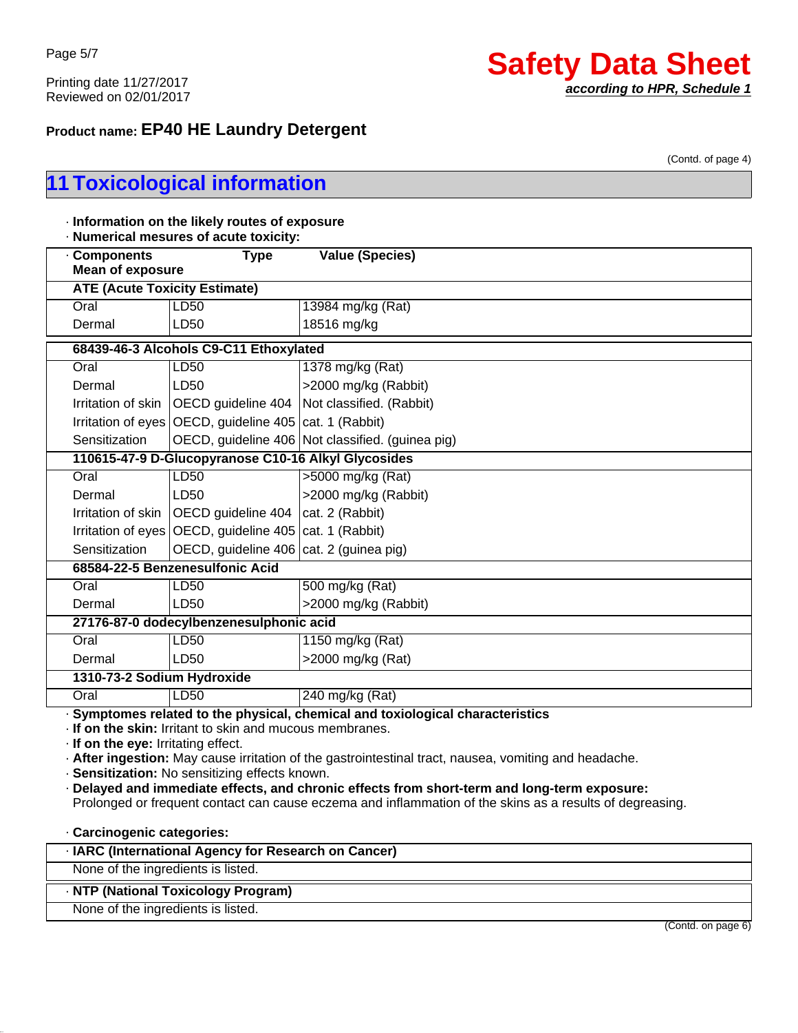**Product name:** **EP40 HE Laundry Detergent**

(Contd. of page 4)

## 11 Toxicological information

· **Information on the likely routes of exposure**

· **Numerical mesures of acute toxicity:**

| · Components Mean of exposure | Type | Value (Species) |
|---|---|---|
| **ATE (Acute Toxicity Estimate)** | | |
| Oral | LD50 | 13984 mg/kg (Rat) |
| Dermal | LD50 | 18516 mg/kg |
| **68439-46-3 Alcohols C9-C11 Ethoxylated** | | |
| Oral | LD50 | 1378 mg/kg (Rat) |
| Dermal | LD50 | >2000 mg/kg (Rabbit) |
| Irritation of skin | OECD guideline 404 | Not classified. (Rabbit) |
| Irritation of eyes | OECD, guideline 405 | cat. 1 (Rabbit) |
| Sensitization | OECD, guideline 406 | Not classified. (guinea pig) |
| **110615-47-9 D-Glucopyranose C10-16 Alkyl Glycosides** | | |
| Oral | LD50 | >5000 mg/kg (Rat) |
| Dermal | LD50 | >2000 mg/kg (Rabbit) |
| Irritation of skin | OECD guideline 404 | cat. 2 (Rabbit) |
| Irritation of eyes | OECD, guideline 405 | cat. 1 (Rabbit) |
| Sensitization | OECD, guideline 406 | cat. 2 (guinea pig) |
| **68584-22-5 Benzenesulfonic Acid** | | |
| Oral | LD50 | 500 mg/kg (Rat) |
| Dermal | LD50 | >2000 mg/kg (Rabbit) |
| **27176-87-0 dodecylbenzenesulphonic acid** | | |
| Oral | LD50 | 1150 mg/kg (Rat) |
| Dermal | LD50 | >2000 mg/kg (Rat) |
| **1310-73-2 Sodium Hydroxide** | | |
| Oral | LD50 | 240 mg/kg (Rat) |

· **Symptomes related to the physical, chemical and toxiological characteristics**

· **If on the skin:** Irritant to skin and mucous membranes.

· **If on the eye:** Irritating effect.

· **After ingestion:** May cause irritation of the gastrointestinal tract, nausea, vomiting and headache.

· **Sensitization:** No sensitizing effects known.

· **Delayed and immediate effects, and chronic effects from short-term and long-term exposure:**
Prolonged or frequent contact can cause eczema and inflammation of the skins as a results of degreasing.

· **Carcinogenic categories:**

| · IARC (International Agency for Research on Cancer) |
|---|
| None of the ingredients is listed. |

| · NTP (National Toxicology Program) |
|---|
| None of the ingredients is listed. |

(Contd. on page 6)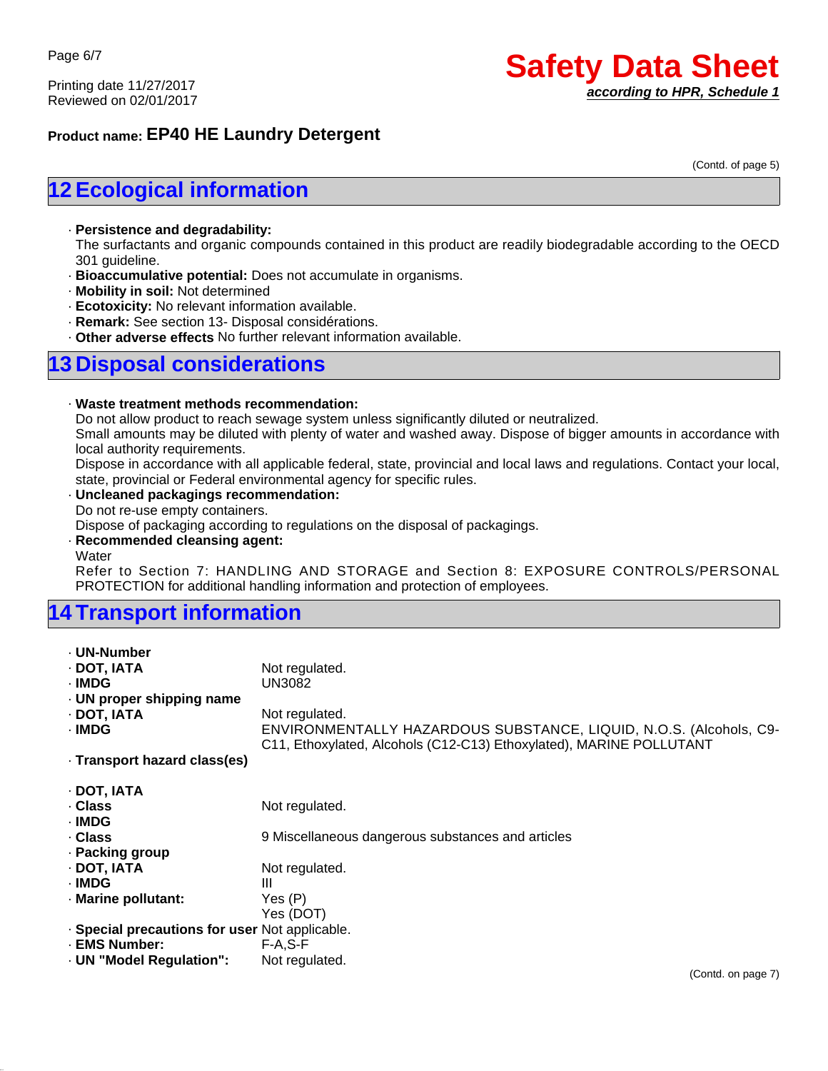**Product name: EP40 HE Laundry Detergent**

(Contd. of page 5)

## 12 Ecological information

· **Persistence and degradability:**
The surfactants and organic compounds contained in this product are readily biodegradable according to the OECD 301 guideline.
· **Bioaccumulative potential:** Does not accumulate in organisms.
· **Mobility in soil:** Not determined
· **Ecotoxicity:** No relevant information available.
· **Remark:** See section 13- Disposal considérations.
· **Other adverse effects** No further relevant information available.

## 13 Disposal considerations

· **Waste treatment methods recommendation:**
Do not allow product to reach sewage system unless significantly diluted or neutralized.
Small amounts may be diluted with plenty of water and washed away. Dispose of bigger amounts in accordance with local authority requirements.
Dispose in accordance with all applicable federal, state, provincial and local laws and regulations. Contact your local, state, provincial or Federal environmental agency for specific rules.
· **Uncleaned packagings recommendation:**
Do not re-use empty containers.
Dispose of packaging according to regulations on the disposal of packagings.
· **Recommended cleansing agent:**
Water
Refer to Section 7: HANDLING AND STORAGE and Section 8: EXPOSURE CONTROLS/PERSONAL PROTECTION for additional handling information and protection of employees.

## 14 Transport information

· **UN-Number**
· **DOT, IATA** Not regulated.
· **IMDG** UN3082
· **UN proper shipping name**
· **DOT, IATA** Not regulated.
· **IMDG** ENVIRONMENTALLY HAZARDOUS SUBSTANCE, LIQUID, N.O.S. (Alcohols, C9-C11, Ethoxylated, Alcohols (C12-C13) Ethoxylated), MARINE POLLUTANT
· **Transport hazard class(es)**

· **DOT, IATA**
· **Class** Not regulated.
· **IMDG**
· **Class** 9 Miscellaneous dangerous substances and articles
· **Packing group**
· **DOT, IATA** Not regulated.
· **IMDG** III
· **Marine pollutant:** Yes (P)
Yes (DOT)
· **Special precautions for user** Not applicable.
· **EMS Number:** F-A,S-F
· **UN "Model Regulation":** Not regulated.

(Contd. on page 7)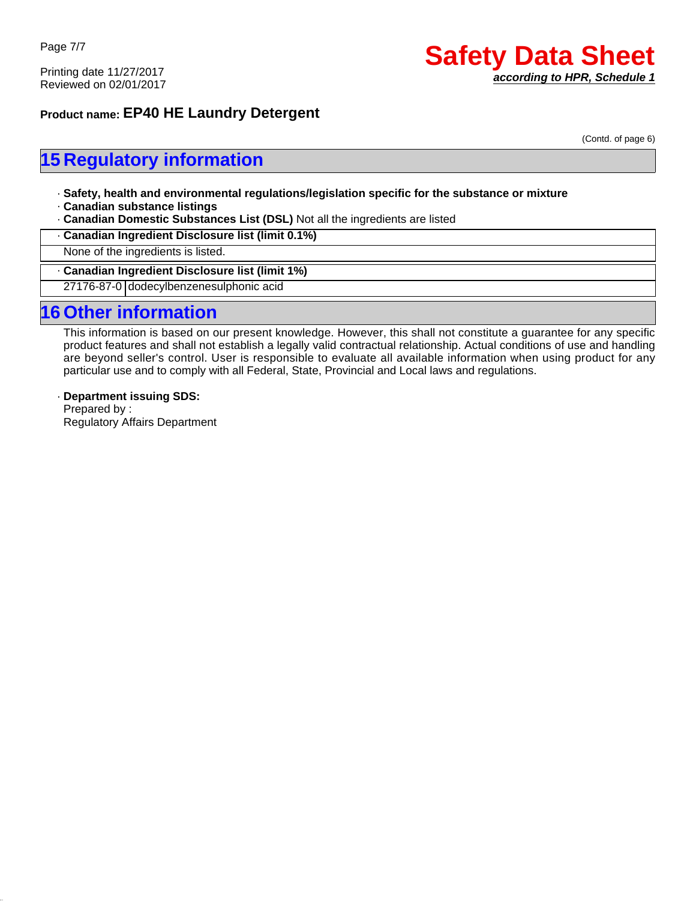## 15 Regulatory information

· **Safety, health and environmental regulations/legislation specific for the substance or mixture**
· **Canadian substance listings**
· **Canadian Domestic Substances List (DSL)** Not all the ingredients are listed

· **Canadian Ingredient Disclosure list (limit 0.1%)**

None of the ingredients is listed.

· **Canadian Ingredient Disclosure list (limit 1%)**

| | |
|---|---|
| 27176-87-0 | dodecylbenzenesulphonic acid |

## 16 Other information

This information is based on our present knowledge. However, this shall not constitute a guarantee for any specific product features and shall not establish a legally valid contractual relationship. Actual conditions of use and handling are beyond seller's control. User is responsible to evaluate all available information when using product for any particular use and to comply with all Federal, State, Provincial and Local laws and regulations.

· **Department issuing SDS:**
Prepared by :
Regulatory Affairs Department